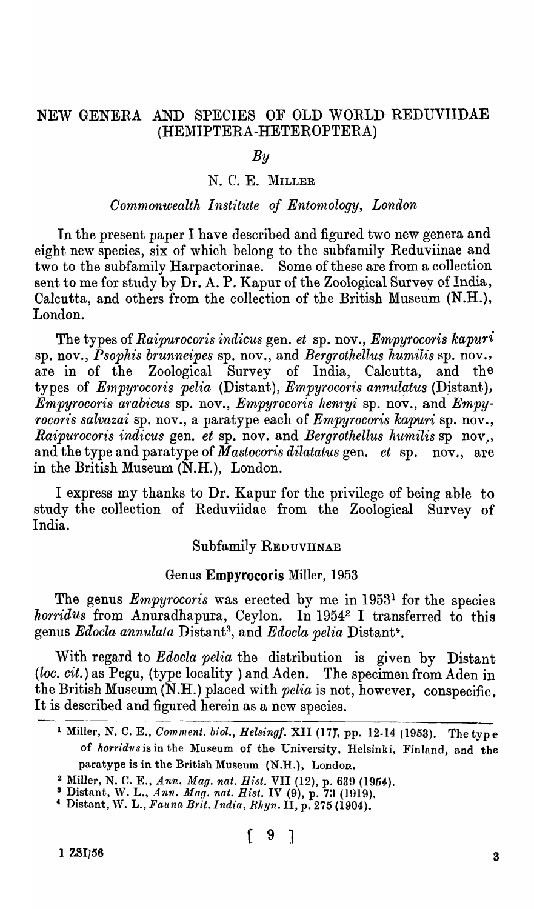# NEW GENERA AND SPECIES OF OLD WORLD REDUVIIDAE (HEMIPTERA-HETEROPTERA)

*By*

N. C. E. MILLER

*Commonwealth Institute of Entomology, London*

In the present paper I have described and figured two new genera and eight new species, six of which belong to the subfamily Reduviinae and two to the subfamily Harpactorinae. Some of these are from a collection sent to me for study by Dr. A. P. Kapur of the Zoological Survey of India, Calcutta, and others from the collection of the British Museum (N.H.), London.

The types of *Raipurocoris indicus* gen. *et* sp. nov., *Empyrocoris kapuri* sp. nov., *Psophis brunneipes* sp. nov., and *Bergrothellus humilis* sp. nov., are in of the Zoological Survey of India, Calcutta, and the types of *Empyrocoris pelia* (Distant), *Empyrocoris annulatus* (Distant), *Empyrocoris arabicus* sp. nov., *Empyrocoris henryi* sp. nov., and *Empyrocoris salvazai* sp. nov., a paratype each of *Empyrocoris kapuri* sp. nov., *Raipurocoris indicus* gen. *et* sp. nov. and *Bergrothellus humilis* sp nov., and the type and paratype of *Mastocoris dilatatus* gen. *et* sp. nov., are in the British Museum (N.H.), London.

I express my thanks to Dr. Kapur for the privilege of being able to study the collection of Reduviidae from the Zoological Survey of India.

## Subfamily REDUVIINAE

### Genus **Empyrocoris** Miller, 1953

The genus *Empyrocoris* was erected by me in 1953[1] for the species *horridus* from Anuradhapura, Ceylon. In 1954[2] I transferred to this genus *Edocla annulata* Distant[3], and *Edocla pelia* Distant[4].

With regard to *Edocla pelia* the distribution is given by Distant (*loc. cit.*) as Pegu, (type locality ) and Aden. The specimen from Aden in the British Museum (N.H.) placed with *pelia* is not, however, conspecific. It is described and figured herein as a new species.

---

[1] Miller, N. C. E., *Comment. biol., Helsingf.* XII (17), pp. 12-14 (1953). The type of *horridus* is in the Museum of the University, Helsinki, Finland, and the paratype is in the British Museum (N.H.), London.

[2] Miller, N. C. E., *Ann. Mag. nat. Hist.* VII (12), p. 639 (1954).

[3] Distant, W. L., *Ann. Mag. nat. Hist.* IV (9), p. 73 (1919).

[4] Distant, W. L., *Fauna Brit. India, Rhyn.* II, p. 275 (1904).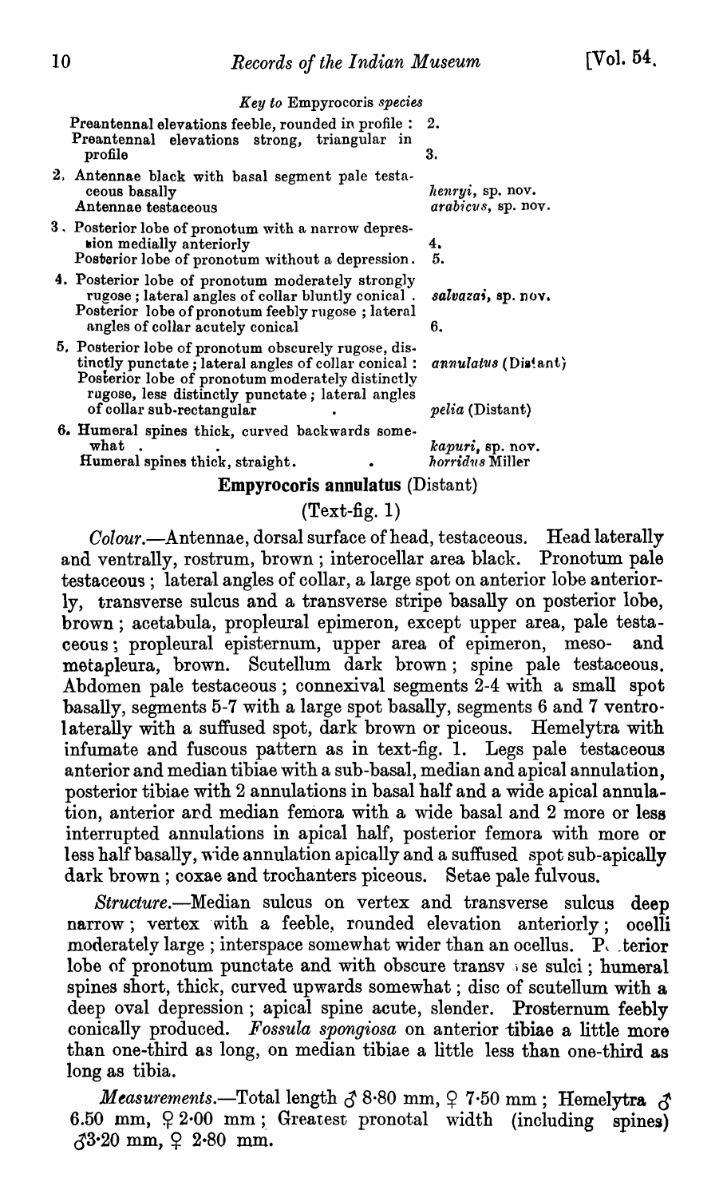*Key to* Empyrocoris *species*

| | |
|---|---|
| Preantennal elevations feeble, rounded in profile : | 2. |
| Preantennal elevations strong, triangular in profile | 3. |
| 2. Antennae black with basal segment pale testaceous basally | *henryi*, sp. nov. |
| Antennae testaceous | *arabicus*, sp. nov. |
| 3. Posterior lobe of pronotum with a narrow depression medially anteriorly | 4. |
| Posterior lobe of pronotum without a depression. | 5. |
| 4. Posterior lobe of pronotum moderately strongly rugose ; lateral angles of collar bluntly conical . | *salvazai*, sp. nov. |
| Posterior lobe of pronotum feebly rugose ; lateral angles of collar acutely conical | 6. |
| 5. Posterior lobe of pronotum obscurely rugose, distinctly punctate ; lateral angles of collar conical : | *annulatus* (Distant) |
| Posterior lobe of pronotum moderately distinctly rugose, less distinctly punctate ; lateral angles of collar sub-rectangular | *pelia* (Distant) |
| 6. Humeral spines thick, curved backwards somewhat . | *kapuri*, sp. nov. |
| Humeral spines thick, straight. | *horridus* Miller |

## Empyrocoris annulatus (Distant)

(Text-fig. 1)

*Colour*.—Antennae, dorsal surface of head, testaceous. Head laterally and ventrally, rostrum, brown ; interocellar area black. Pronotum pale testaceous ; lateral angles of collar, a large spot on anterior lobe anteriorly, transverse sulcus and a transverse stripe basally on posterior lobe, brown ; acetabula, propleural epimeron, except upper area, pale testaceous ; propleural episternum, upper area of epimeron, meso- and metapleura, brown. Scutellum dark brown ; spine pale testaceous. Abdomen pale testaceous ; connexival segments 2-4 with a small spot basally, segments 5-7 with a large spot basally, segments 6 and 7 ventrolaterally with a suffused spot, dark brown or piceous. Hemelytra with infumate and fuscous pattern as in text-fig. 1. Legs pale testaceous anterior and median tibiae with a sub-basal, median and apical annulation, posterior tibiae with 2 annulations in basal half and a wide apical annulation, anterior and median femora with a wide basal and 2 more or less interrupted annulations in apical half, posterior femora with more or less half basally, wide annulation apically and a suffused spot sub-apically dark brown ; coxae and trochanters piceous. Setae pale fulvous.

*Structure*.—Median sulcus on vertex and transverse sulcus deep narrow ; vertex with a feeble, rounded elevation anteriorly ; ocelli moderately large ; interspace somewhat wider than an ocellus. Posterior lobe of pronotum punctate and with obscure transverse sulci ; humeral spines short, thick, curved upwards somewhat ; disc of scutellum with a deep oval depression ; apical spine acute, slender. Prosternum feebly conically produced. *Fossula spongiosa* on anterior tibiae a little more than one-third as long, on median tibiae a little less than one-third as long as tibia.

*Measurements*.—Total length ♂ 8·80 mm, ♀ 7·50 mm ; Hemelytra ♂ 6.50 mm, ♀ 2·00 mm ; Greatest pronotal width (including spines) ♂ 3·20 mm, ♀ 2·80 mm.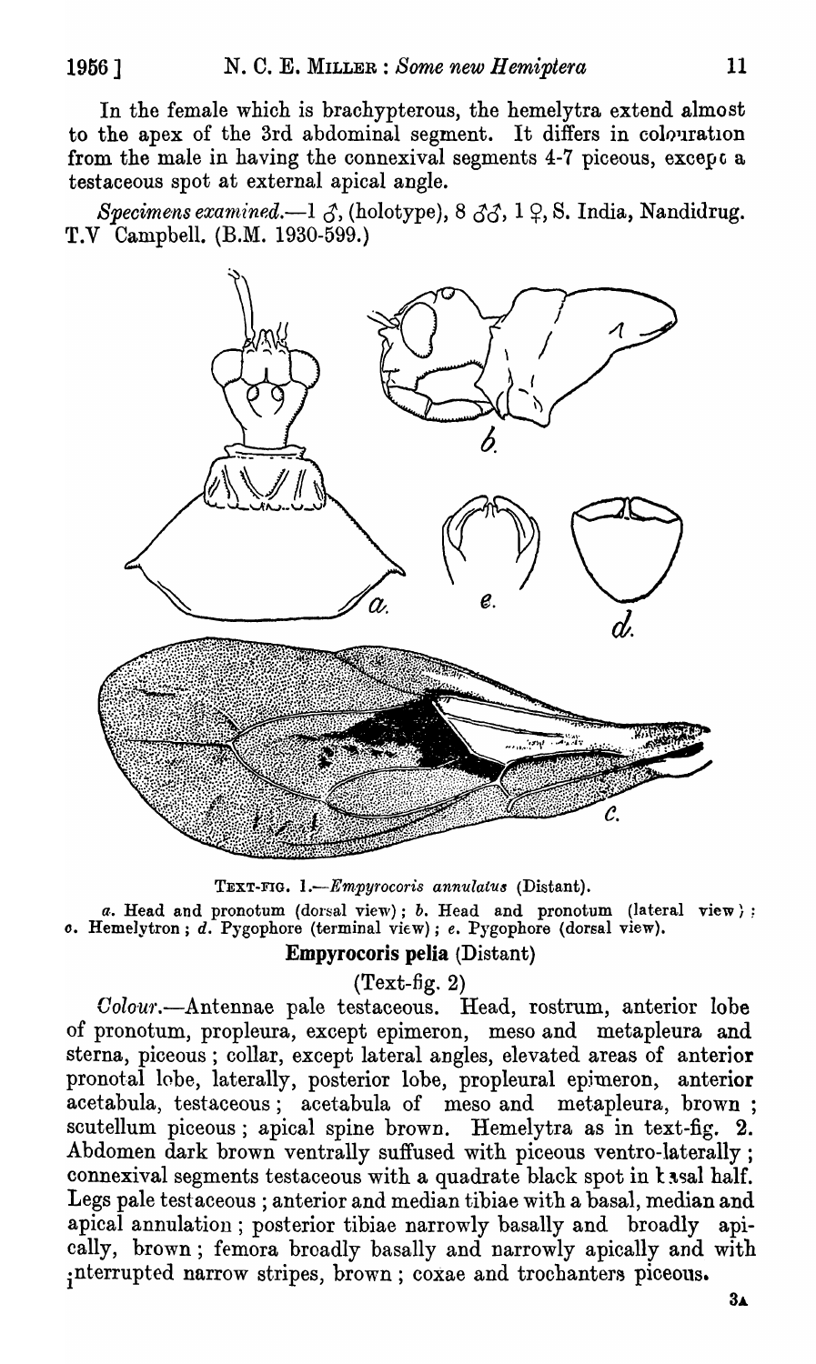In the female which is brachypterous, the hemelytra extend almost to the apex of the 3rd abdominal segment. It differs in colouration from the male in having the connexival segments 4-7 piceous, except a testaceous spot at external apical angle.

*Specimens examined.*—1 ♂, (holotype), 8 ♂♂, 1 ♀, S. India, Nandidrug. T.V Campbell. (B.M. 1930-599.)

TEXT-FIG. 1.—*Empyrocoris annulatus* (Distant).

*a.* Head and pronotum (dorsal view); *b.* Head and pronotum (lateral view); *c.* Hemelytron; *d.* Pygophore (terminal view); *e.* Pygophore (dorsal view).

### Empyrocoris pelia (Distant)

(Text-fig. 2)

*Colour.*—Antennae pale testaceous. Head, rostrum, anterior lobe of pronotum, propleura, except epimeron, meso and metapleura and sterna, piceous; collar, except lateral angles, elevated areas of anterior pronotal lobe, laterally, posterior lobe, propleural epimeron, anterior acetabula, testaceous; acetabula of meso and metapleura, brown; scutellum piceous; apical spine brown. Hemelytra as in text-fig. 2. Abdomen dark brown ventrally suffused with piceous ventro-laterally; connexival segments testaceous with a quadrate black spot in basal half. Legs pale testaceous; anterior and median tibiae with a basal, median and apical annulation; posterior tibiae narrowly basally and broadly apically, brown; femora broadly basally and narrowly apically and with interrupted narrow stripes, brown; coxae and trochanters piceous.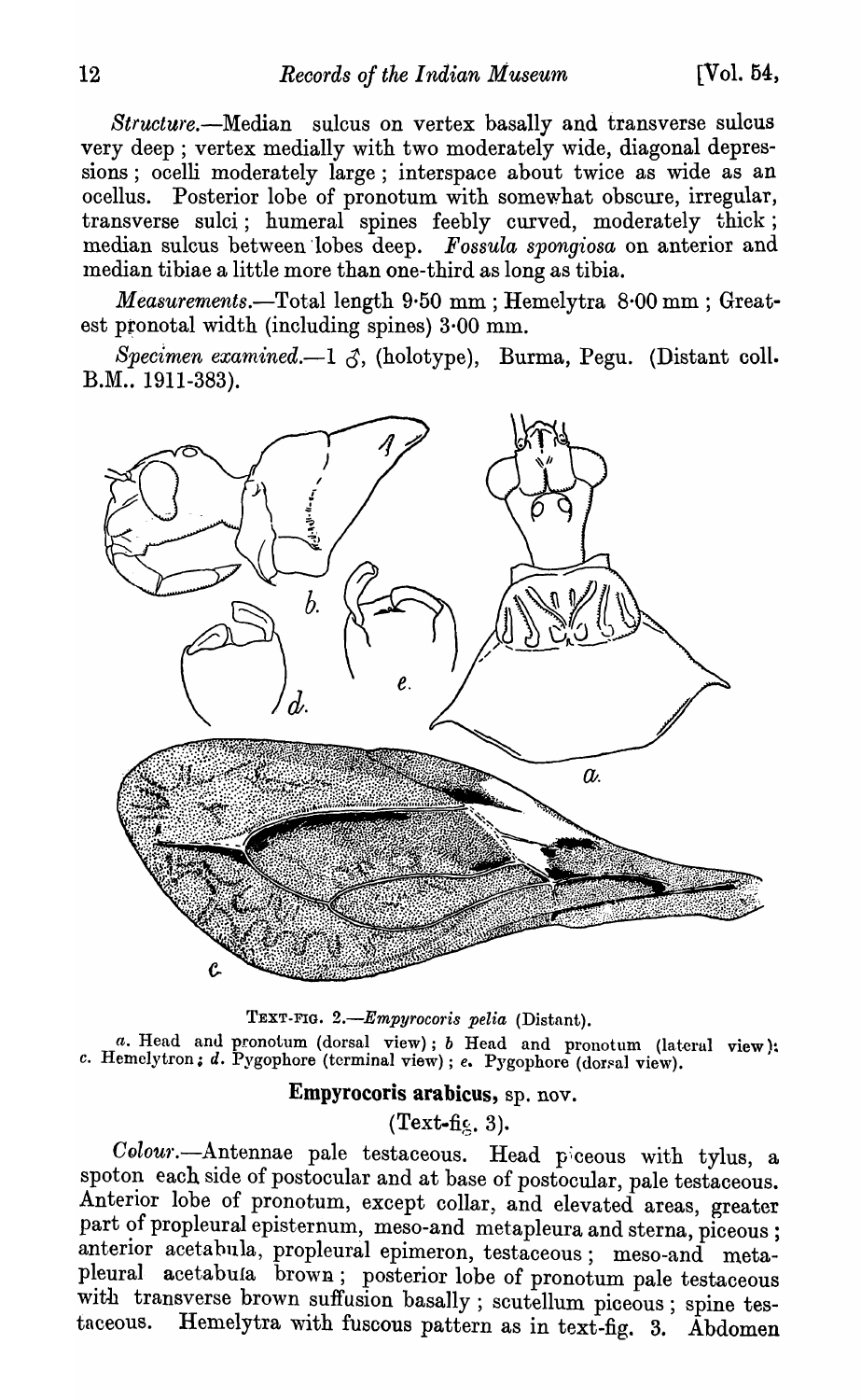*Structure*.—Median sulcus on vertex basally and transverse sulcus very deep; vertex medially with two moderately wide, diagonal depressions; ocelli moderately large; interspace about twice as wide as an ocellus. Posterior lobe of pronotum with somewhat obscure, irregular, transverse sulci; humeral spines feebly curved, moderately thick; median sulcus between lobes deep. *Fossula spongiosa* on anterior and median tibiae a little more than one-third as long as tibia.

*Measurements*.—Total length 9·50 mm; Hemelytra 8·00 mm; Greatest pronotal width (including spines) 3·00 mm.

*Specimen examined*.—1 ♂, (holotype), Burma, Pegu. (Distant coll. B.M.. 1911-383).

TEXT-FIG. 2.—*Empyrocoris pelia* (Distant).

*a*. Head and pronotum (dorsal view); *b* Head and pronotum (lateral view); *c*. Hemelytron; *d*. Pygophore (terminal view); *e*. Pygophore (dorsal view).

## Empyrocoris arabicus, sp. nov.

(Text-fig. 3).

*Colour*.—Antennae pale testaceous. Head piceous with tylus, a spot on each side of postocular and at base of postocular, pale testaceous. Anterior lobe of pronotum, except collar, and elevated areas, greater part of propleural episternum, meso-and metapleura and sterna, piceous; anterior acetabula, propleural epimeron, testaceous; meso-and metapleural acetabula brown; posterior lobe of pronotum pale testaceous with transverse brown suffusion basally; scutellum piceous; spine testaceous. Hemelytra with fuscous pattern as in text-fig. 3. Abdomen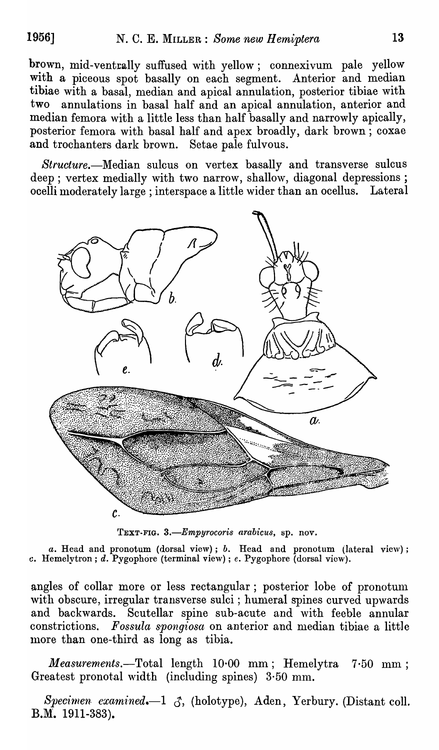brown, mid-ventrally suffused with yellow; connexivum pale yellow with a piceous spot basally on each segment. Anterior and median tibiae with a basal, median and apical annulation, posterior tibiae with two annulations in basal half and an apical annulation, anterior and median femora with a little less than half basally and narrowly apically, posterior femora with basal half and apex broadly, dark brown; coxae and trochanters dark brown. Setae pale fulvous.

*Structure.*—Median sulcus on vertex basally and transverse sulcus deep; vertex medially with two narrow, shallow, diagonal depressions; ocelli moderately large; interspace a little wider than an ocellus. Lateral angles of collar more or less rectangular; posterior lobe of pronotum with obscure, irregular transverse sulci; humeral spines curved upwards and backwards. Scutellar spine sub-acute and with feeble annular constrictions. *Fossula spongiosa* on anterior and median tibiae a little more than one-third as long as tibia.

TEXT-FIG. 3.—*Empyrocoris arabicus*, sp. nov.

*a.* Head and pronotum (dorsal view); *b.* Head and pronotum (lateral view); *c.* Hemelytron; *d.* Pygophore (terminal view); *e.* Pygophore (dorsal view).

*Measurements.*—Total length 10·00 mm; Hemelytra 7·50 mm; Greatest pronotal width (including spines) 3·50 mm.

*Specimen examined.*—1 ♂, (holotype), Aden, Yerbury. (Distant coll. B.M. 1911-383).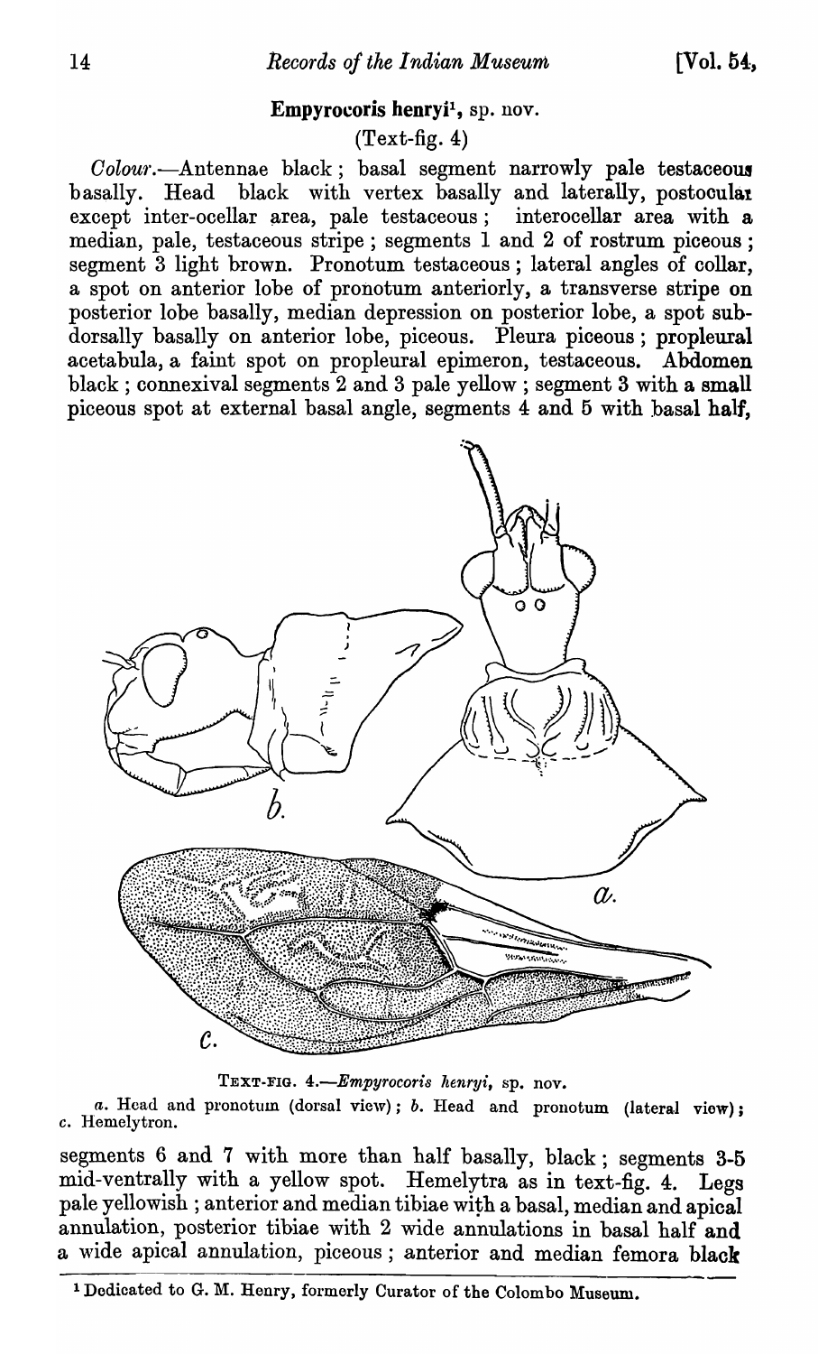## **Empyrocoris henryi**[1], sp. nov.

(Text-fig. 4)

*Colour*.—Antennae black; basal segment narrowly pale testaceous basally. Head black with vertex basally and laterally, postocular except inter-ocellar area, pale testaceous; interocellar area with a median, pale, testaceous stripe; segments 1 and 2 of rostrum piceous; segment 3 light brown. Pronotum testaceous; lateral angles of collar, a spot on anterior lobe of pronotum anteriorly, a transverse stripe on posterior lobe basally, median depression on posterior lobe, a spot subdorsally basally on anterior lobe, piceous. Pleura piceous; propleural acetabula, a faint spot on propleural epimeron, testaceous. Abdomen black; connexival segments 2 and 3 pale yellow; segment 3 with a small piceous spot at external basal angle, segments 4 and 5 with basal half, segments 6 and 7 with more than half basally, black; segments 3-5 mid-ventrally with a yellow spot. Hemelytra as in text-fig. 4. Legs pale yellowish; anterior and median tibiae with a basal, median and apical annulation, posterior tibiae with 2 wide annulations in basal half and a wide apical annulation, piceous; anterior and median femora black

TEXT-FIG. 4.—*Empyrocoris henryi*, sp. nov.

*a*. Head and pronotum (dorsal view); *b*. Head and pronotum (lateral view); *c*. Hemelytron.

[1] Dedicated to G. M. Henry, formerly Curator of the Colombo Museum.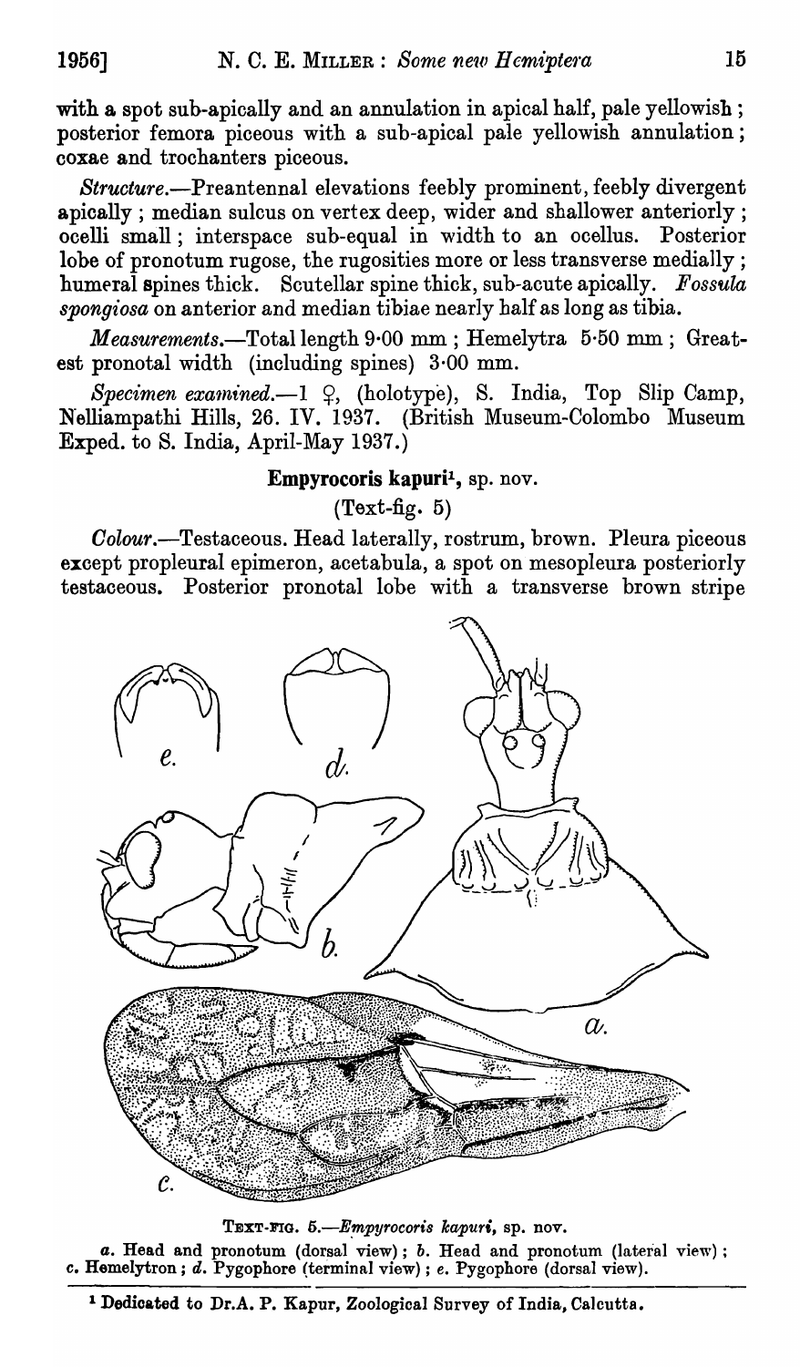with a spot sub-apically and an annulation in apical half, pale yellowish; posterior femora piceous with a sub-apical pale yellowish annulation; coxae and trochanters piceous.

*Structure.*—Preantennal elevations feebly prominent, feebly divergent apically; median sulcus on vertex deep, wider and shallower anteriorly; ocelli small; interspace sub-equal in width to an ocellus. Posterior lobe of pronotum rugose, the rugosities more or less transverse medially; humeral spines thick. Scutellar spine thick, sub-acute apically. *Fossula spongiosa* on anterior and median tibiae nearly half as long as tibia.

*Measurements.*—Total length 9·00 mm; Hemelytra 5·50 mm; Greatest pronotal width (including spines) 3·00 mm.

*Specimen examined.*—1 ♀, (holotype), S. India, Top Slip Camp, Nelliampathi Hills, 26. IV. 1937. (British Museum-Colombo Museum Exped. to S. India, April-May 1937.)

### **Empyrocoris kapuri**[1], sp. nov.

(Text-fig. 5)

*Colour.*—Testaceous. Head laterally, rostrum, brown. Pleura piceous except propleural epimeron, acetabula, a spot on mesopleura posteriorly testaceous. Posterior pronotal lobe with a transverse brown stripe

TEXT-FIG. 5.—*Empyrocoris kapuri*, sp. nov.
*a.* Head and pronotum (dorsal view); *b.* Head and pronotum (lateral view); *c.* Hemelytron; *d.* Pygophore (terminal view); *e.* Pygophore (dorsal view).

[1] Dedicated to Dr. A. P. Kapur, Zoological Survey of India, Calcutta.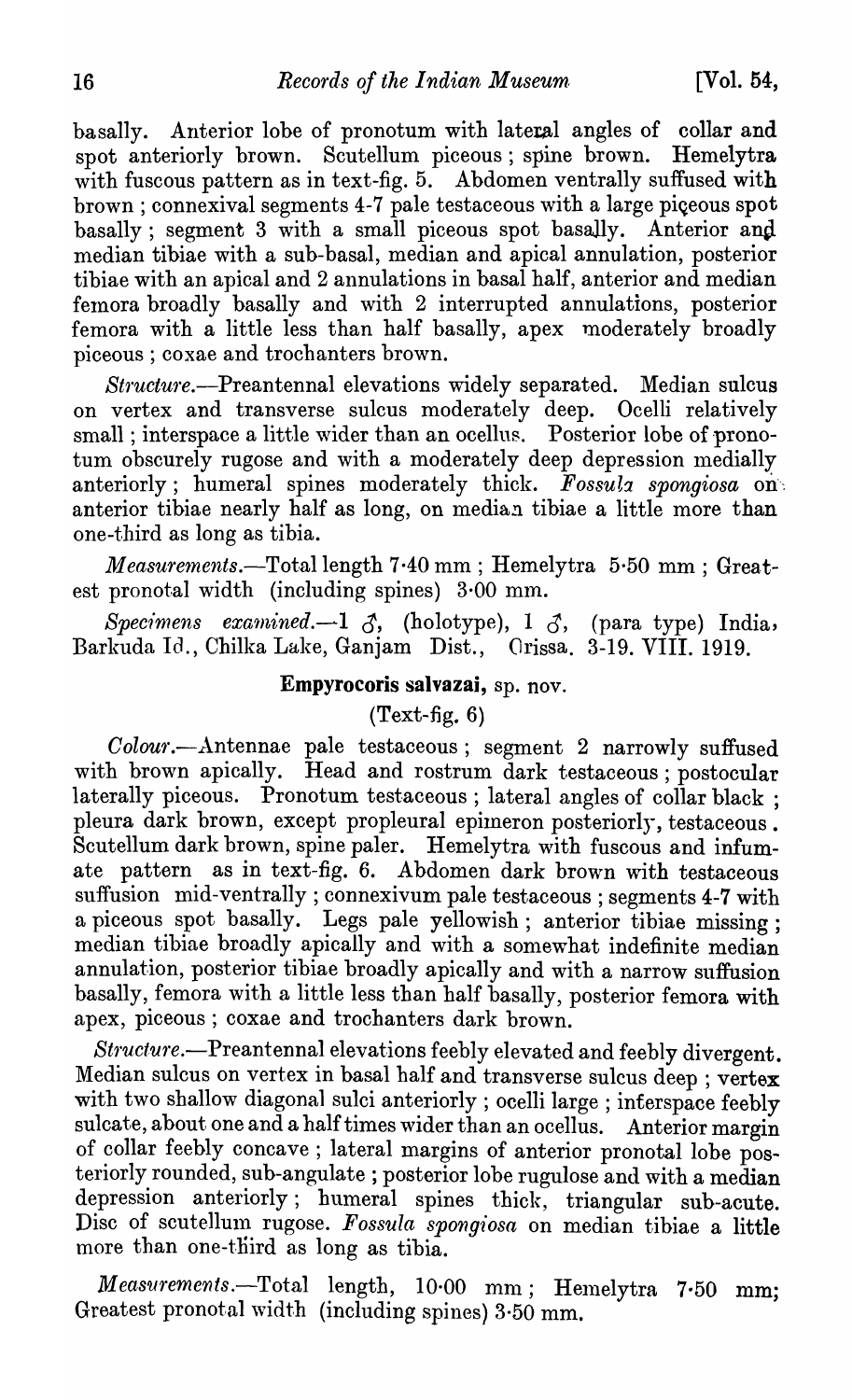basally. Anterior lobe of pronotum with lateral angles of collar and spot anteriorly brown. Scutellum piceous; spine brown. Hemelytra with fuscous pattern as in text-fig. 5. Abdomen ventrally suffused with brown; connexival segments 4-7 pale testaceous with a large piceous spot basally; segment 3 with a small piceous spot basally. Anterior and median tibiae with a sub-basal, median and apical annulation, posterior tibiae with an apical and 2 annulations in basal half, anterior and median femora broadly basally and with 2 interrupted annulations, posterior femora with a little less than half basally, apex moderately broadly piceous; coxae and trochanters brown.

*Structure.*—Preantennal elevations widely separated. Median sulcus on vertex and transverse sulcus moderately deep. Ocelli relatively small; interspace a little wider than an ocellus. Posterior lobe of pronotum obscurely rugose and with a moderately deep depression medially anteriorly; humeral spines moderately thick. *Fossula spongiosa* on anterior tibiae nearly half as long, on median tibiae a little more than one-third as long as tibia.

*Measurements.*—Total length 7·40 mm; Hemelytra 5·50 mm; Greatest pronotal width (including spines) 3·00 mm.

*Specimens examined.*—1 ♂, (holotype), 1 ♂, (para type) India, Barkuda Id., Chilka Lake, Ganjam Dist., Orissa. 3-19. VIII. 1919.

### **Empyrocoris salvazai**, sp. nov.

(Text-fig. 6)

*Colour.*—Antennae pale testaceous; segment 2 narrowly suffused with brown apically. Head and rostrum dark testaceous; postocular laterally piceous. Pronotum testaceous; lateral angles of collar black; pleura dark brown, except propleural epimeron posteriorly, testaceous. Scutellum dark brown, spine paler. Hemelytra with fuscous and infumate pattern as in text-fig. 6. Abdomen dark brown with testaceous suffusion mid-ventrally; connexivum pale testaceous; segments 4-7 with a piceous spot basally. Legs pale yellowish; anterior tibiae missing; median tibiae broadly apically and with a somewhat indefinite median annulation, posterior tibiae broadly apically and with a narrow suffusion basally, femora with a little less than half basally, posterior femora with apex, piceous; coxae and trochanters dark brown.

*Structure.*—Preantennal elevations feebly elevated and feebly divergent. Median sulcus on vertex in basal half and transverse sulcus deep; vertex with two shallow diagonal sulci anteriorly; ocelli large; interspace feebly sulcate, about one and a half times wider than an ocellus. Anterior margin of collar feebly concave; lateral margins of anterior pronotal lobe posteriorly rounded, sub-angulate; posterior lobe rugulose and with a median depression anteriorly; humeral spines thick, triangular sub-acute. Disc of scutellum rugose. *Fossula spongiosa* on median tibiae a little more than one-third as long as tibia.

*Measurements.*—Total length, 10·00 mm; Hemelytra 7·50 mm; Greatest pronotal width (including spines) 3·50 mm.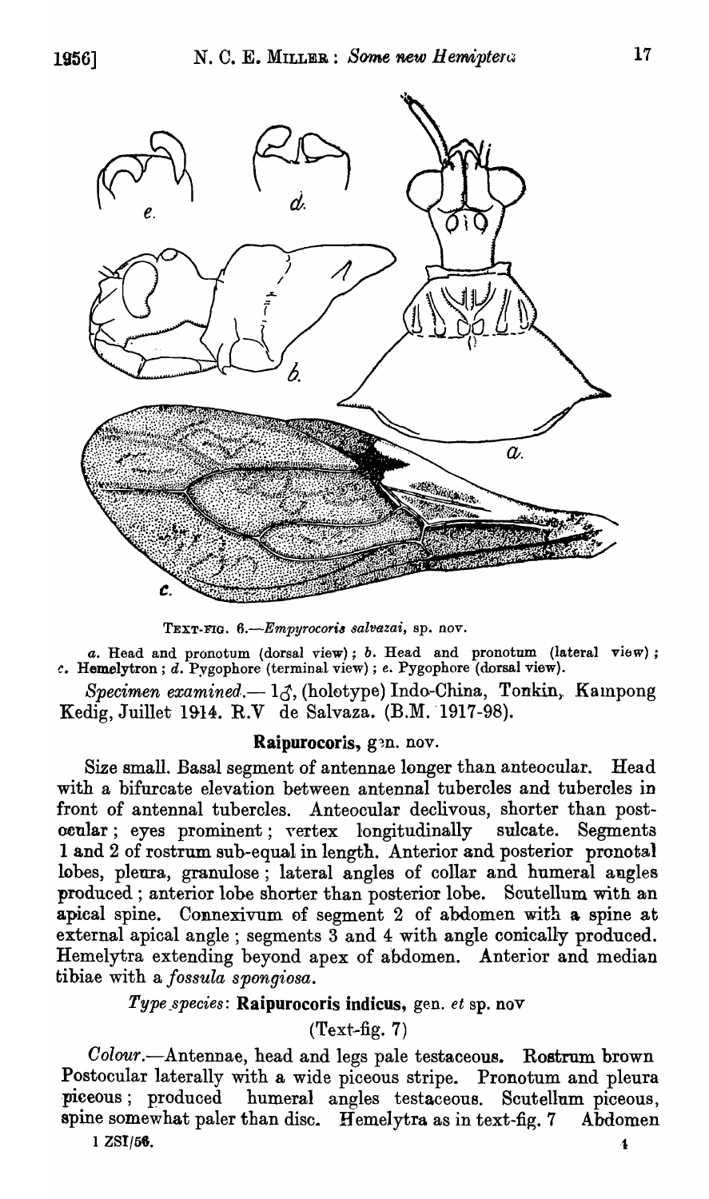TEXT-FIG. 6.—*Empyrocoris salvazai*, sp. nov.

*a.* Head and pronotum (dorsal view); *b.* Head and pronotum (lateral view); *c.* Hemelytron; *d.* Pygophore (terminal view); *e.* Pygophore (dorsal view).

*Specimen examined.*— 1♂, (holotype) Indo-China, Tonkin, Kampong Kedig, Juillet 1914. R.V de Salvaza. (B.M. 1917-98).

### Raipurocoris, gen. nov.

Size small. Basal segment of antennae longer than anteocular. Head with a bifurcate elevation between antennal tubercles and tubercles in front of antennal tubercles. Anteocular declivous, shorter than post-ocular; eyes prominent; vertex longitudinally sulcate. Segments 1 and 2 of rostrum sub-equal in length. Anterior and posterior pronotal lobes, pleura, granulose; lateral angles of collar and humeral angles produced; anterior lobe shorter than posterior lobe. Scutellum with an apical spine. Connexivum of segment 2 of abdomen with a spine at external apical angle; segments 3 and 4 with angle conically produced. Hemelytra extending beyond apex of abdomen. Anterior and median tibiae with a *fossula spongiosa*.

*Type species*: **Raipurocoris indicus**, gen. *et* sp. nov

(Text-fig. 7)

*Colour.*—Antennae, head and legs pale testaceous. Rostrum brown Postocular laterally with a wide piceous stripe. Pronotum and pleura piceous; produced humeral angles testaceous. Scutellum piceous, spine somewhat paler than disc. Hemelytra as in text-fig. 7 Abdomen

1 ZSI/56.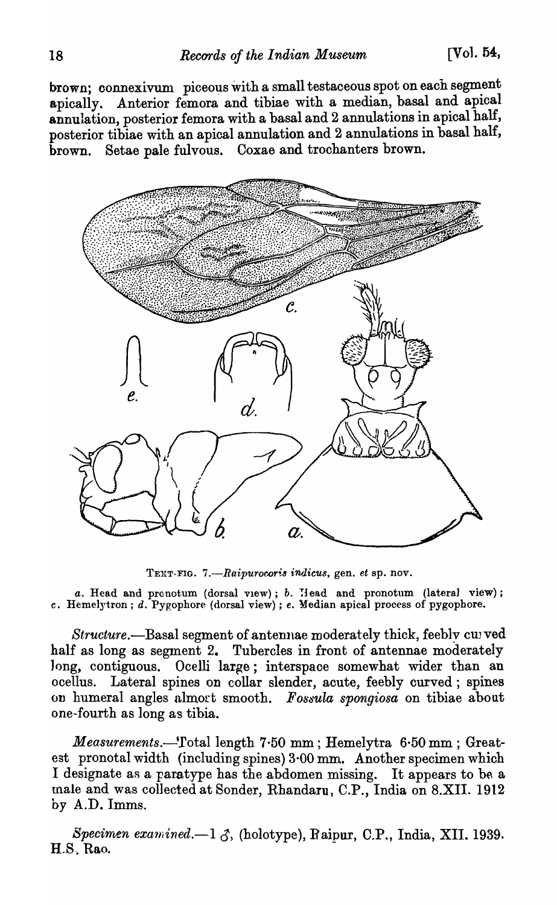brown; connexivum piceous with a small testaceous spot on each segment apically. Anterior femora and tibiae with a median, basal and apical annulation, posterior femora with a basal and 2 annulations in apical half, posterior tibiae with an apical annulation and 2 annulations in basal half, brown. Setae pale fulvous. Coxae and trochanters brown.

TEXT-FIG. 7.—*Raipurocoris indicus*, gen. *et* sp. nov.

*a*. Head and pronotum (dorsal view); *b*. Head and pronotum (lateral view); *c*. Hemelytron; *d*. Pygophore (dorsal view); *e*. Median apical process of pygophore.

*Structure*.—Basal segment of antennae moderately thick, feebly curved half as long as segment 2. Tubercles in front of antennae moderately long, contiguous. Ocelli large; interspace somewhat wider than an ocellus. Lateral spines on collar slender, acute, feebly curved; spines on humeral angles almost smooth. *Fossula spongiosa* on tibiae about one-fourth as long as tibia.

*Measurements*.—Total length 7·50 mm; Hemelytra 6·50 mm; Greatest pronotal width (including spines) 3·00 mm. Another specimen which I designate as a paratype has the abdomen missing. It appears to be a male and was collected at Sonder, Rhandaru, C.P., India on 8.XII. 1912 by A.D. Imms.

*Specimen examined*.—1 ♂, (holotype), Raipur, C.P., India, XII. 1939. H.S. Rao.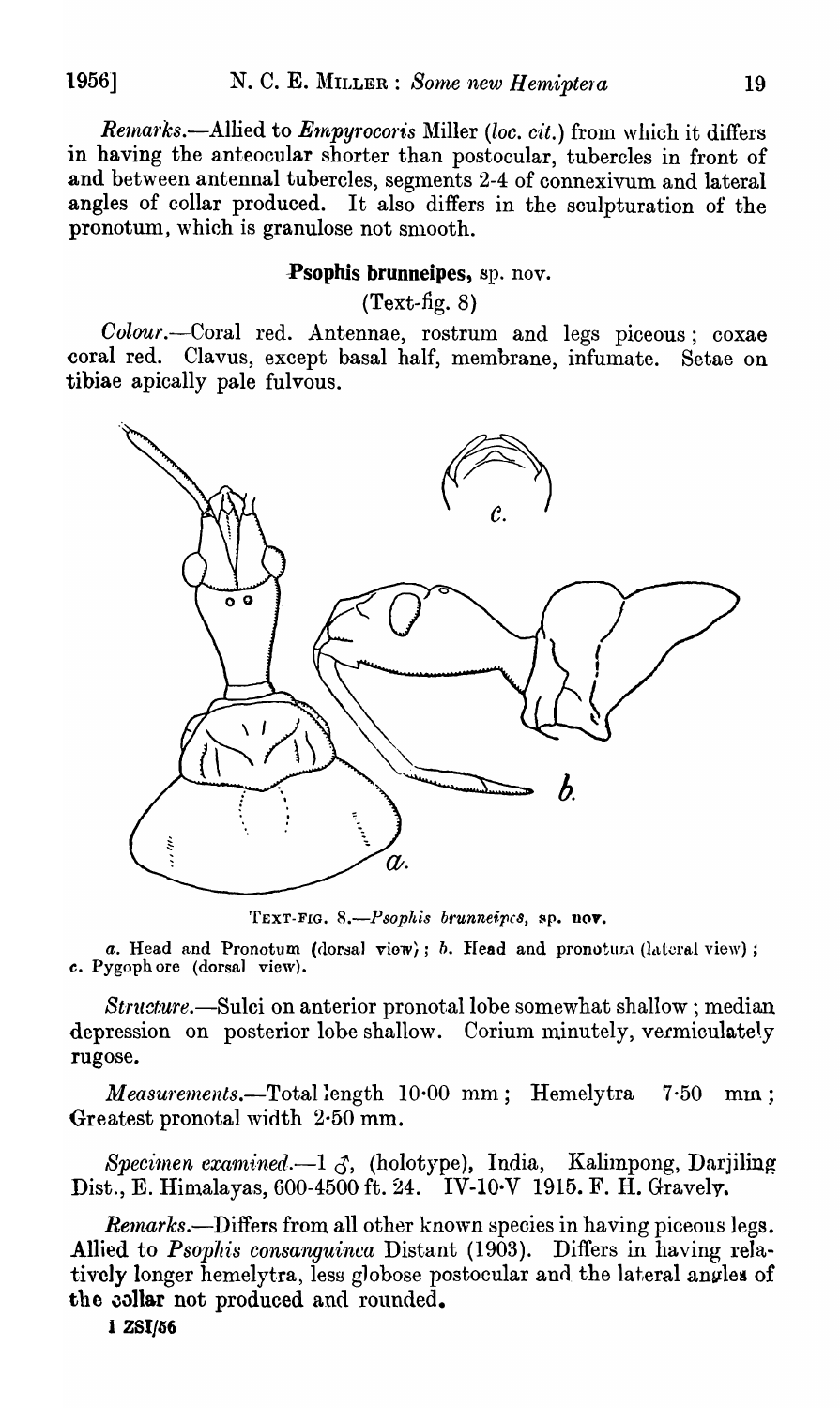*Remarks*.—Allied to *Empyrocoris* Miller (*loc. cit.*) from which it differs in having the anteocular shorter than postocular, tubercles in front of and between antennal tubercles, segments 2-4 of connexivum and lateral angles of collar produced. It also differs in the sculpturation of the pronotum, which is granulose not smooth.

### **Psophis brunneipes**, sp. nov.

(Text-fig. 8)

*Colour*.—Coral red. Antennae, rostrum and legs piceous; coxae coral red. Clavus, except basal half, membrane, infumate. Setae on tibiae apically pale fulvous.

TEXT-FIG. 8.—*Psophis brunneipes*, sp. nov.

*a*. Head and Pronotum (dorsal view); *b*. Head and pronotum (lateral view); *c*. Pygophore (dorsal view).

*Structure*.—Sulci on anterior pronotal lobe somewhat shallow; median depression on posterior lobe shallow. Corium minutely, vermiculately rugose.

*Measurements*.—Total length 10·00 mm; Hemelytra 7·50 mm; Greatest pronotal width 2·50 mm.

*Specimen examined*.—1 ♂, (holotype), India, Kalimpong, Darjiling Dist., E. Himalayas, 600-4500 ft. 24. IV-10·V 1915. F. H. Gravely.

*Remarks*.—Differs from all other known species in having piceous legs. Allied to *Psophis consanguinea* Distant (1903). Differs in having relatively longer hemelytra, less globose postocular and the lateral angles of the collar not produced and rounded.

1 ZSI/56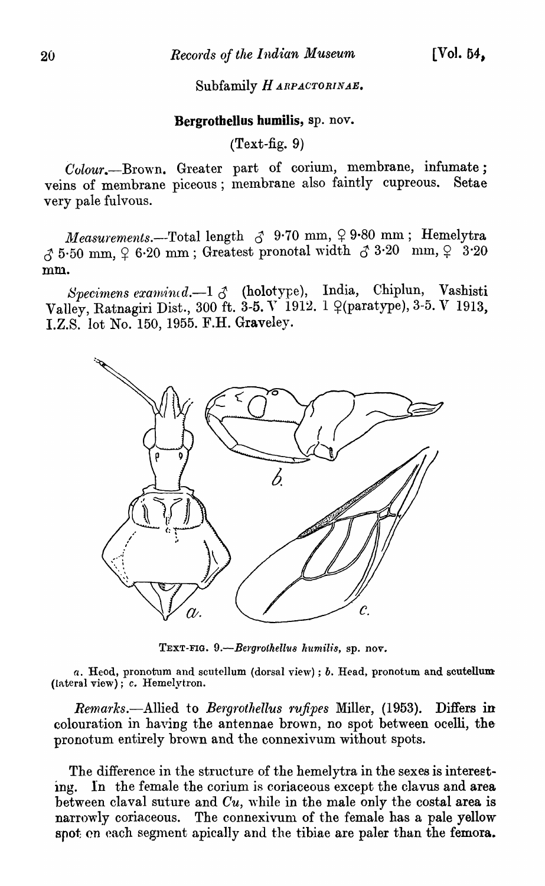Subfamily *HARPACTORINAE*.

**Bergrothellus humilis**, sp. nov.

(Text-fig. 9)

*Colour*.—Brown. Greater part of corium, membrane, infumate; veins of membrane piceous; membrane also faintly cupreous. Setae very pale fulvous.

*Measurements*.—Total length ♂ 9·70 mm, ♀ 9·80 mm; Hemelytra ♂ 5·50 mm, ♀ 6·20 mm; Greatest pronotal width ♂ 3·20 mm, ♀ 3·20 mm.

*Specimens examined*.—1 ♂ (holotype), India, Chiplun, Vashisti Valley, Ratnagiri Dist., 300 ft. 3-5. V 1912. 1 ♀(paratype), 3-5. V 1913, I.Z.S. lot No. 150, 1955. F.H. Graveley.

TEXT-FIG. 9.—*Bergrothellus humilis*, sp. nov.

*a*. Head, pronotum and scutellum (dorsal view); *b*. Head, pronotum and scutellum (lateral view); *c*. Hemelytron.

*Remarks*.—Allied to *Bergrothellus rufipes* Miller, (1953). Differs in colouration in having the antennae brown, no spot between ocelli, the pronotum entirely brown and the connexivum without spots.

The difference in the structure of the hemelytra in the sexes is interesting. In the female the corium is coriaceous except the clavus and area between claval suture and *Cu*, while in the male only the costal area is narrowly coriaceous. The connexivum of the female has a pale yellow spot on each segment apically and the tibiae are paler than the femora.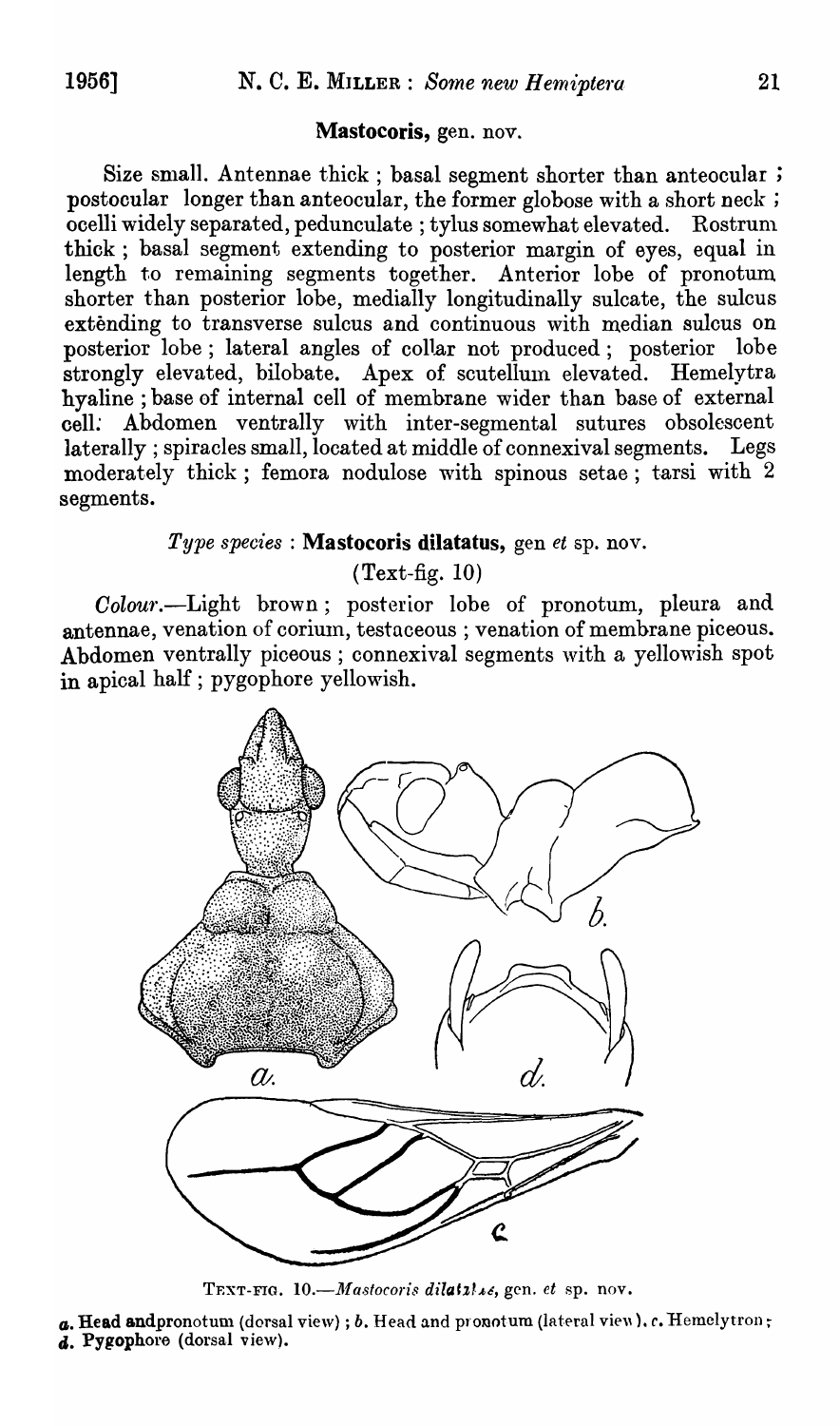### Mastocoris, gen. nov.

Size small. Antennae thick ; basal segment shorter than anteocular ; postocular longer than anteocular, the former globose with a short neck ; ocelli widely separated, pedunculate ; tylus somewhat elevated. Rostrum thick ; basal segment extending to posterior margin of eyes, equal in length to remaining segments together. Anterior lobe of pronotum shorter than posterior lobe, medially longitudinally sulcate, the sulcus extending to transverse sulcus and continuous with median sulcus on posterior lobe ; lateral angles of collar not produced ; posterior lobe strongly elevated, bilobate. Apex of scutellum elevated. Hemelytra hyaline ; base of internal cell of membrane wider than base of external cell. Abdomen ventrally with inter-segmental sutures obsolescent laterally ; spiracles small, located at middle of connexival segments. Legs moderately thick ; femora nodulose with spinous setae ; tarsi with 2 segments.

*Type species* : **Mastocoris dilatatus**, gen *et* sp. nov.

(Text-fig. 10)

*Colour*.—Light brown ; posterior lobe of pronotum, pleura and antennae, venation of corium, testaceous ; venation of membrane piceous. Abdomen ventrally piceous ; connexival segments with a yellowish spot in apical half ; pygophore yellowish.

TEXT-FIG. 10.—*Mastocoris dilatatus*, gen. *et* sp. nov.

**a.** Head and pronotum (dorsal view) ; *b*. Head and pronotum (lateral view) ; *c*. Hemelytron ; **d.** Pygophore (dorsal view).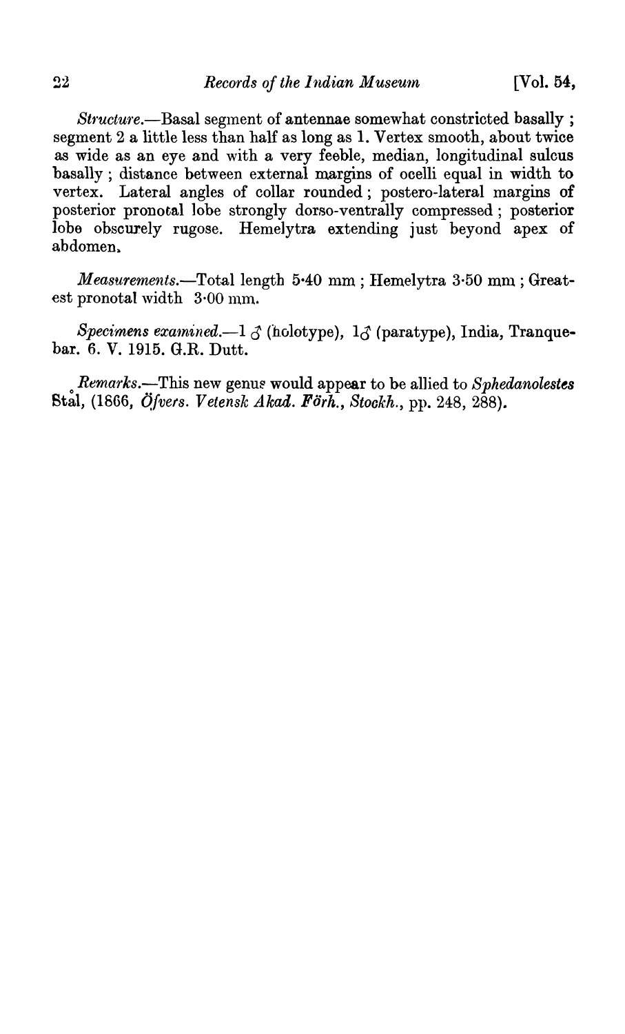*Structure.*—Basal segment of antennae somewhat constricted basally; segment 2 a little less than half as long as 1. Vertex smooth, about twice as wide as an eye and with a very feeble, median, longitudinal sulcus basally; distance between external margins of ocelli equal in width to vertex. Lateral angles of collar rounded; postero-lateral margins of posterior pronotal lobe strongly dorso-ventrally compressed; posterior lobe obscurely rugose. Hemelytra extending just beyond apex of abdomen.

*Measurements.*—Total length 5·40 mm; Hemelytra 3·50 mm; Greatest pronotal width 3·00 mm.

*Specimens examined.*—1 ♂ (holotype), 1♂ (paratype), India, Tranquebar. 6. V. 1915. G.R. Dutt.

*Remarks.*—This new genus would appear to be allied to *Sphedanolestes* Stål, (1866, *Öfvers. Vetensk Akad. Förh., Stockh.*, pp. 248, 288).